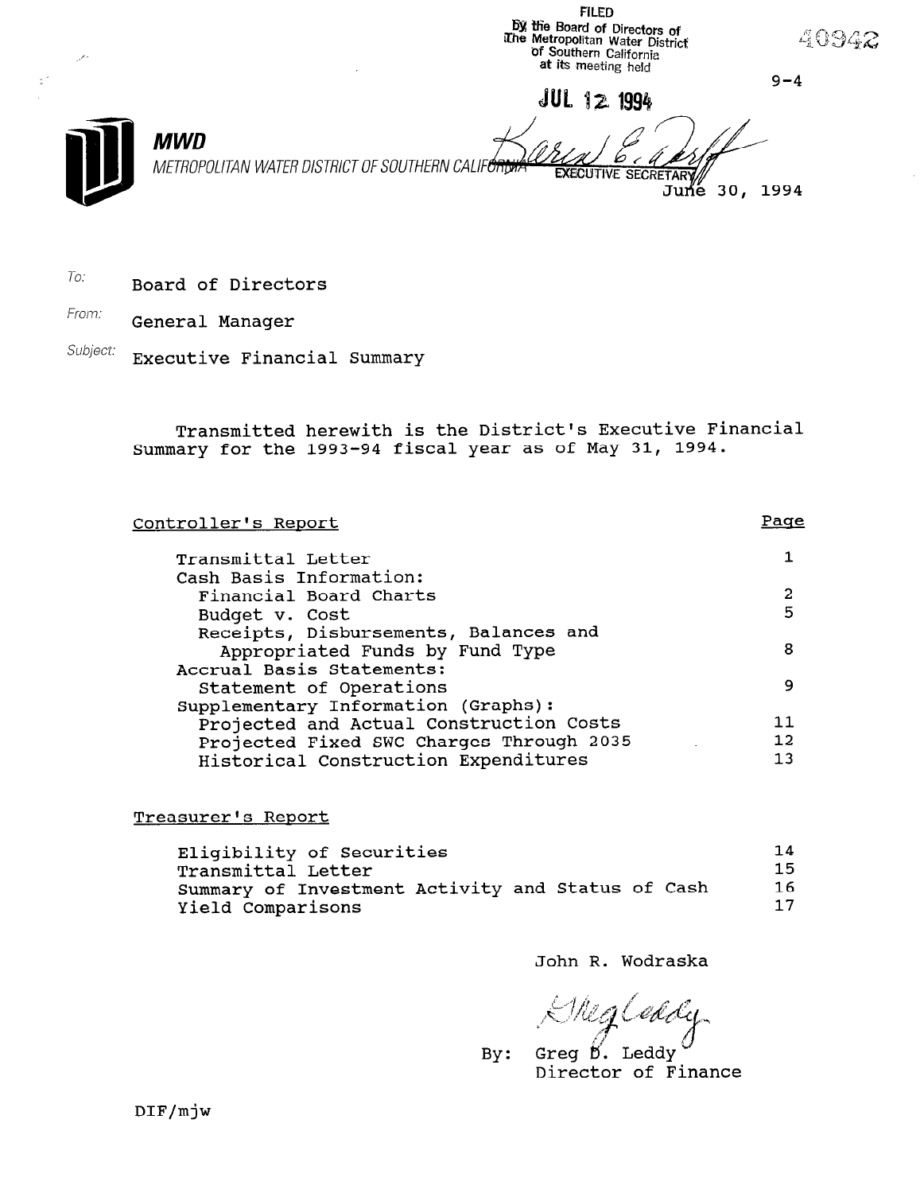FILED
By the Board of Directors of
The Metropolitan Water District
of Southern California
at its meeting held

JUL 12 1994

EXECUTIVE SECRETARY

40942

9-4

**MWD**
*METROPOLITAN WATER DISTRICT OF SOUTHERN CALIFORNIA*

June 30, 1994

To: Board of Directors

From: General Manager

Subject: Executive Financial Summary

Transmitted herewith is the District's Executive Financial Summary for the 1993-94 fiscal year as of May 31, 1994.

| Controller's Report | Page |
|---|---|
| Transmittal Letter | 1 |
| Cash Basis Information: | |
| Financial Board Charts | 2 |
| Budget v. Cost | 5 |
| Receipts, Disbursements, Balances and Appropriated Funds by Fund Type | 8 |
| Accrual Basis Statements: | |
| Statement of Operations | 9 |
| Supplementary Information (Graphs): | |
| Projected and Actual Construction Costs | 11 |
| Projected Fixed SWC Charges Through 2035 | 12 |
| Historical Construction Expenditures | 13 |

| Treasurer's Report | |
|---|---|
| Eligibility of Securities | 14 |
| Transmittal Letter | 15 |
| Summary of Investment Activity and Status of Cash | 16 |
| Yield Comparisons | 17 |

John R. Wodraska

By: Greg D. Leddy
Director of Finance

DIF/mjw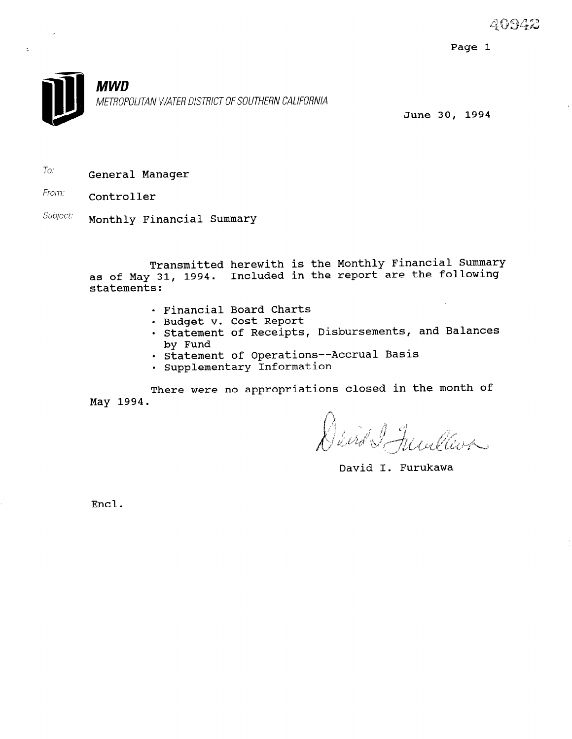40942

**MWD**

*METROPOLITAN WATER DISTRICT OF SOUTHERN CALIFORNIA*

June 30, 1994

*To:* General Manager

*From:* Controller

*Subject:* Monthly Financial Summary

Transmitted herewith is the Monthly Financial Summary as of May 31, 1994. Included in the report are the following statements:

- Financial Board Charts
- Budget v. Cost Report
- Statement of Receipts, Disbursements, and Balances by Fund
- Statement of Operations--Accrual Basis
- Supplementary Information

There were no appropriations closed in the month of May 1994.

David I. Furukawa

Encl.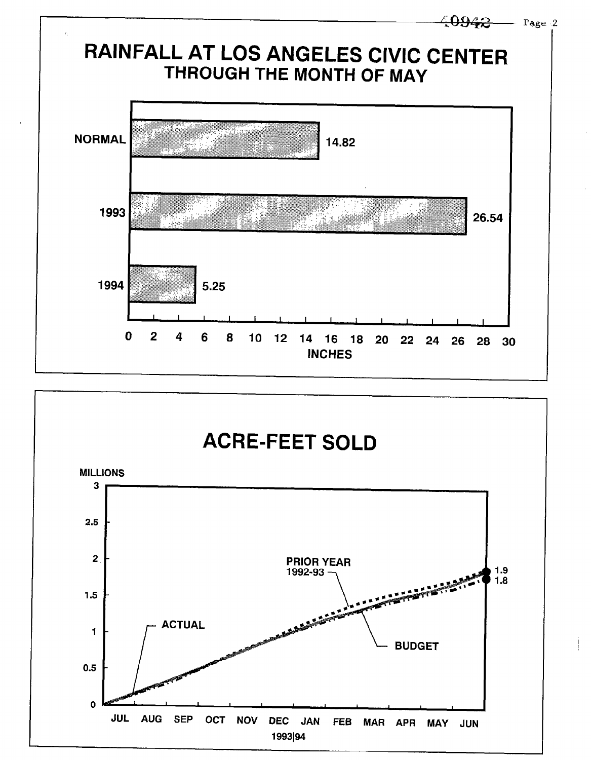# RAINFALL AT LOS ANGELES CIVIC CENTER
## THROUGH THE MONTH OF MAY

| | INCHES |
|---|---|
| NORMAL | 14.82 |
| 1993 | 26.54 |
| 1994 | 5.25 |

# ACRE-FEET SOLD

MILLIONS

PRIOR YEAR 1992-93

ACTUAL

BUDGET

1.9

1.8

JUL AUG SEP OCT NOV DEC JAN FEB MAR APR MAY JUN

1993|94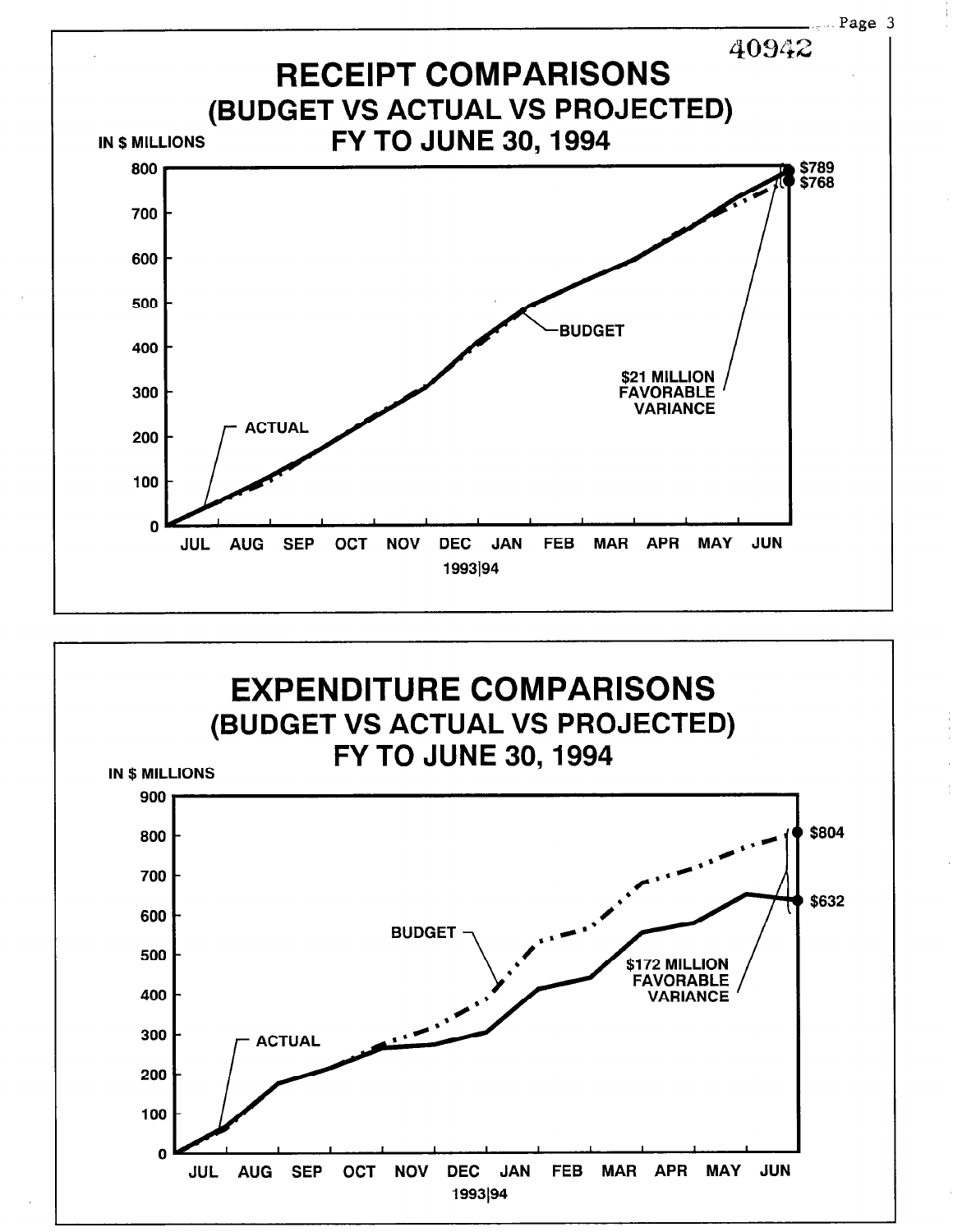# RECEIPT COMPARISONS
## (BUDGET VS ACTUAL VS PROJECTED)
## FY TO JUNE 30, 1994

IN $ MILLIONS

800, 700, 600, 500, 400, 300, 200, 100, 0

JUL AUG SEP OCT NOV DEC JAN FEB MAR APR MAY JUN

1993|94

ACTUAL

BUDGET

$21 MILLION FAVORABLE VARIANCE

$789

$768

# EXPENDITURE COMPARISONS
## (BUDGET VS ACTUAL VS PROJECTED)
## FY TO JUNE 30, 1994

IN $ MILLIONS

900, 800, 700, 600, 500, 400, 300, 200, 100, 0

JUL AUG SEP OCT NOV DEC JAN FEB MAR APR MAY JUN

1993|94

ACTUAL

BUDGET

$172 MILLION FAVORABLE VARIANCE

$804

$632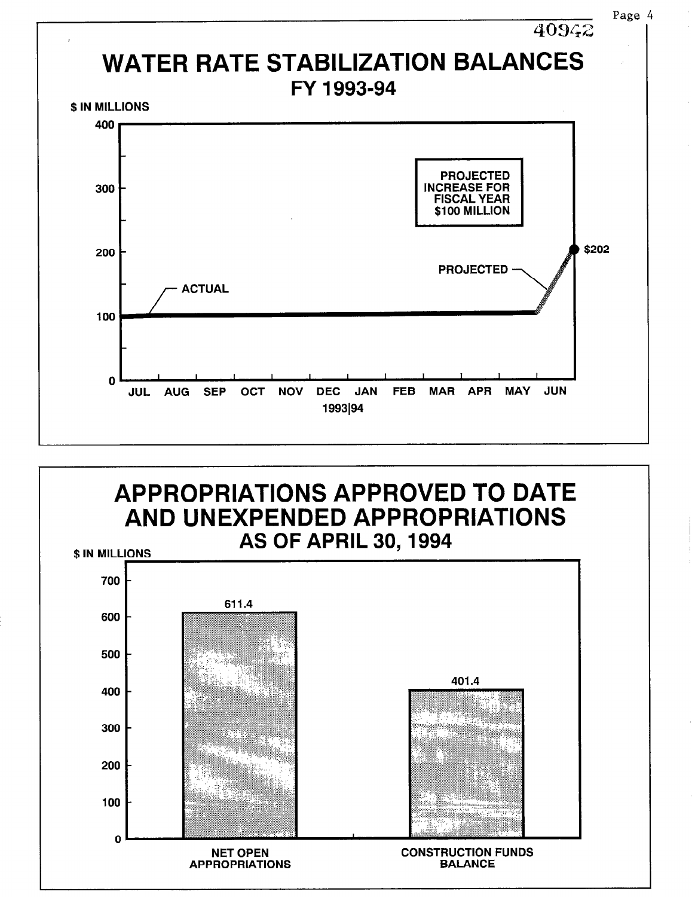40942

# WATER RATE STABILIZATION BALANCES

## FY 1993-94

$ IN MILLIONS

400

300

200

100

0

JUL AUG SEP OCT NOV DEC JAN FEB MAR APR MAY JUN

1993|94

ACTUAL

PROJECTED

$202

PROJECTED INCREASE FOR FISCAL YEAR $100 MILLION

# APPROPRIATIONS APPROVED TO DATE AND UNEXPENDED APPROPRIATIONS

## AS OF APRIL 30, 1994

$ IN MILLIONS

700

600

500

400

300

200

100

0

| Category | $ in Millions |
|---|---|
| NET OPEN APPROPRIATIONS | 611.4 |
| CONSTRUCTION FUNDS BALANCE | 401.4 |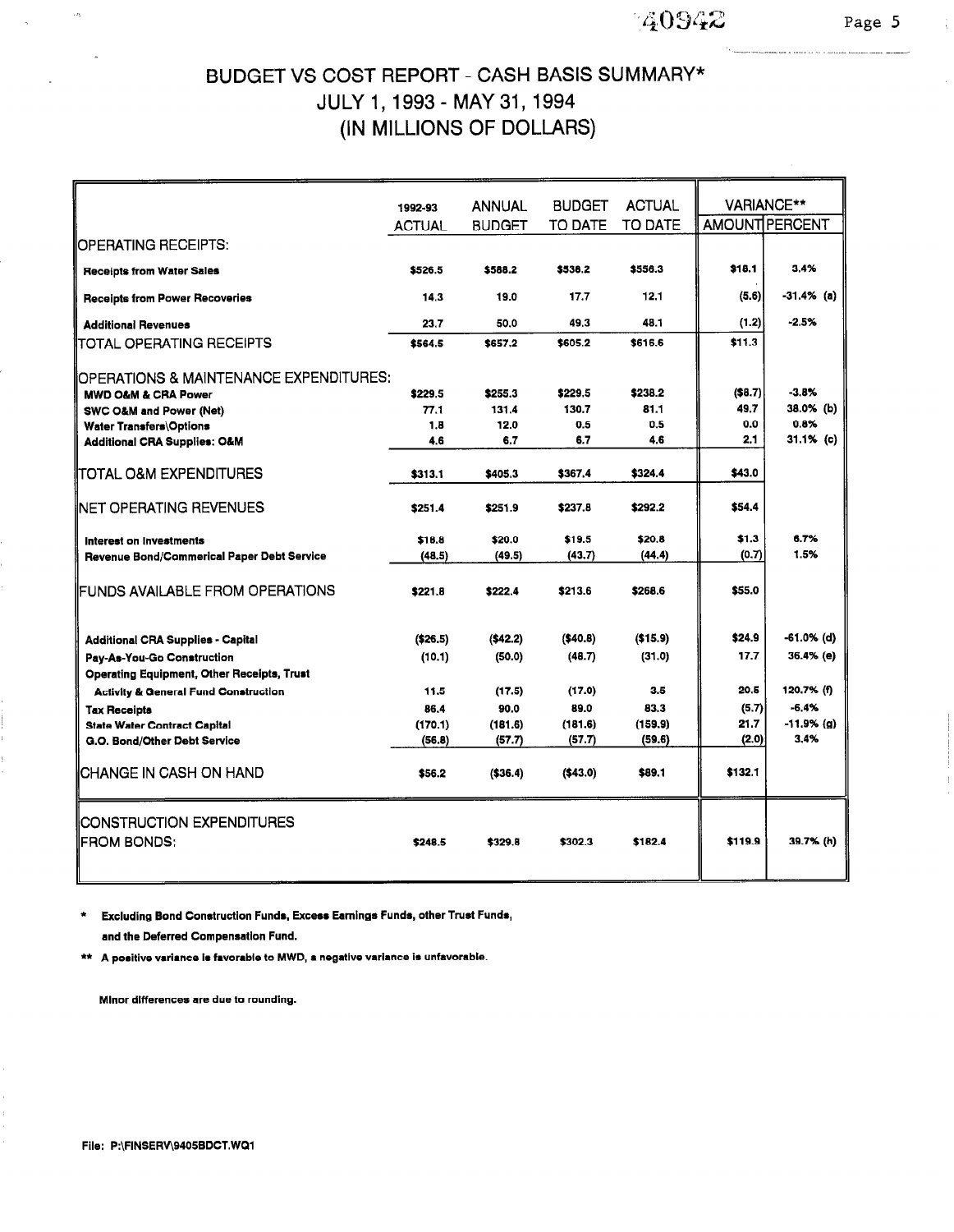# BUDGET VS COST REPORT - CASH BASIS SUMMARY*
## JULY 1, 1993 - MAY 31, 1994
## (IN MILLIONS OF DOLLARS)

| | 1992-93 ACTUAL | ANNUAL BUDGET | BUDGET TO DATE | ACTUAL TO DATE | VARIANCE** AMOUNT | VARIANCE** PERCENT |
|---|---|---|---|---|---|---|
| OPERATING RECEIPTS: | | | | | | |
| Receipts from Water Sales | $526.5 | $588.2 | $538.2 | $556.3 | $18.1 | 3.4% |
| Receipts from Power Recoveries | 14.3 | 19.0 | 17.7 | 12.1 | (5.6) | -31.4% (a) |
| Additional Revenues | 23.7 | 50.0 | 49.3 | 48.1 | (1.2) | -2.5% |
| TOTAL OPERATING RECEIPTS | $564.5 | $657.2 | $605.2 | $616.6 | $11.3 | |
| OPERATIONS & MAINTENANCE EXPENDITURES: | | | | | | |
| MWD O&M & CRA Power | $229.5 | $255.3 | $229.5 | $238.2 | ($8.7) | -3.8% |
| SWC O&M and Power (Net) | 77.1 | 131.4 | 130.7 | 81.1 | 49.7 | 38.0% (b) |
| Water Transfers\Options | 1.8 | 12.0 | 0.5 | 0.5 | 0.0 | 0.8% |
| Additional CRA Supplies: O&M | 4.6 | 6.7 | 6.7 | 4.6 | 2.1 | 31.1% (c) |
| TOTAL O&M EXPENDITURES | $313.1 | $405.3 | $367.4 | $324.4 | $43.0 | |
| NET OPERATING REVENUES | $251.4 | $251.9 | $237.8 | $292.2 | $54.4 | |
| Interest on Investments | $18.8 | $20.0 | $19.5 | $20.8 | $1.3 | 6.7% |
| Revenue Bond/Commerical Paper Debt Service | (48.5) | (49.5) | (43.7) | (44.4) | (0.7) | 1.5% |
| FUNDS AVAILABLE FROM OPERATIONS | $221.8 | $222.4 | $213.6 | $268.6 | $55.0 | |
| Additional CRA Supplies - Capital | ($26.5) | ($42.2) | ($40.8) | ($15.9) | $24.9 | -61.0% (d) |
| Pay-As-You-Go Construction | (10.1) | (50.0) | (48.7) | (31.0) | 17.7 | 36.4% (e) |
| Operating Equipment, Other Receipts, Trust Activity & General Fund Construction | 11.5 | (17.5) | (17.0) | 3.5 | 20.5 | 120.7% (f) |
| Tax Receipts | 86.4 | 90.0 | 89.0 | 83.3 | (5.7) | -6.4% |
| State Water Contract Capital | (170.1) | (181.6) | (181.6) | (159.9) | 21.7 | -11.9% (g) |
| G.O. Bond/Other Debt Service | (56.8) | (57.7) | (57.7) | (59.6) | (2.0) | 3.4% |
| CHANGE IN CASH ON HAND | $56.2 | ($36.4) | ($43.0) | $89.1 | $132.1 | |
| CONSTRUCTION EXPENDITURES FROM BONDS: | $248.5 | $329.8 | $302.3 | $182.4 | $119.9 | 39.7% (h) |

\* Excluding Bond Construction Funds, Excess Earnings Funds, other Trust Funds, and the Deferred Compensation Fund.

\*\* A positive variance is favorable to MWD, a negative variance is unfavorable.

Minor differences are due to rounding.

File: P:\FINSERV\9405BDCT.WQ1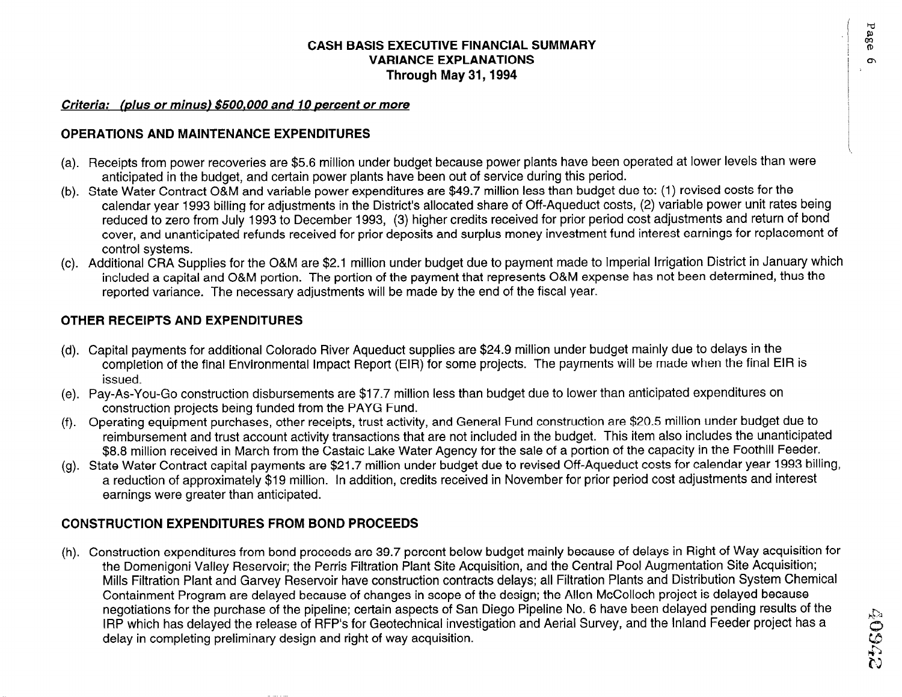# CASH BASIS EXECUTIVE FINANCIAL SUMMARY
## VARIANCE EXPLANATIONS
### Through May 31, 1994

***Criteria: (plus or minus) $500,000 and 10 percent or more***

**OPERATIONS AND MAINTENANCE EXPENDITURES**

(a). Receipts from power recoveries are $5.6 million under budget because power plants have been operated at lower levels than were anticipated in the budget, and certain power plants have been out of service during this period.

(b). State Water Contract O&M and variable power expenditures are $49.7 million less than budget due to: (1) revised costs for the calendar year 1993 billing for adjustments in the District's allocated share of Off-Aqueduct costs, (2) variable power unit rates being reduced to zero from July 1993 to December 1993, (3) higher credits received for prior period cost adjustments and return of bond cover, and unanticipated refunds received for prior deposits and surplus money investment fund interest earnings for replacement of control systems.

(c). Additional CRA Supplies for the O&M are $2.1 million under budget due to payment made to Imperial Irrigation District in January which included a capital and O&M portion. The portion of the payment that represents O&M expense has not been determined, thus the reported variance. The necessary adjustments will be made by the end of the fiscal year.

**OTHER RECEIPTS AND EXPENDITURES**

(d). Capital payments for additional Colorado River Aqueduct supplies are $24.9 million under budget mainly due to delays in the completion of the final Environmental Impact Report (EIR) for some projects. The payments will be made when the final EIR is issued.

(e). Pay-As-You-Go construction disbursements are $17.7 million less than budget due to lower than anticipated expenditures on construction projects being funded from the PAYG Fund.

(f). Operating equipment purchases, other receipts, trust activity, and General Fund construction are $20.5 million under budget due to reimbursement and trust account activity transactions that are not included in the budget. This item also includes the unanticipated $8.8 million received in March from the Castaic Lake Water Agency for the sale of a portion of the capacity in the Foothill Feeder.

(g). State Water Contract capital payments are $21.7 million under budget due to revised Off-Aqueduct costs for calendar year 1993 billing, a reduction of approximately $19 million. In addition, credits received in November for prior period cost adjustments and interest earnings were greater than anticipated.

**CONSTRUCTION EXPENDITURES FROM BOND PROCEEDS**

(h). Construction expenditures from bond proceeds are 39.7 percent below budget mainly because of delays in Right of Way acquisition for the Domenigoni Valley Reservoir; the Perris Filtration Plant Site Acquisition, and the Central Pool Augmentation Site Acquisition; Mills Filtration Plant and Garvey Reservoir have construction contracts delays; all Filtration Plants and Distribution System Chemical Containment Program are delayed because of changes in scope of the design; the Allen McColloch project is delayed because negotiations for the purchase of the pipeline; certain aspects of San Diego Pipeline No. 6 have been delayed pending results of the IRP which has delayed the release of RFP's for Geotechnical investigation and Aerial Survey, and the Inland Feeder project has a delay in completing preliminary design and right of way acquisition.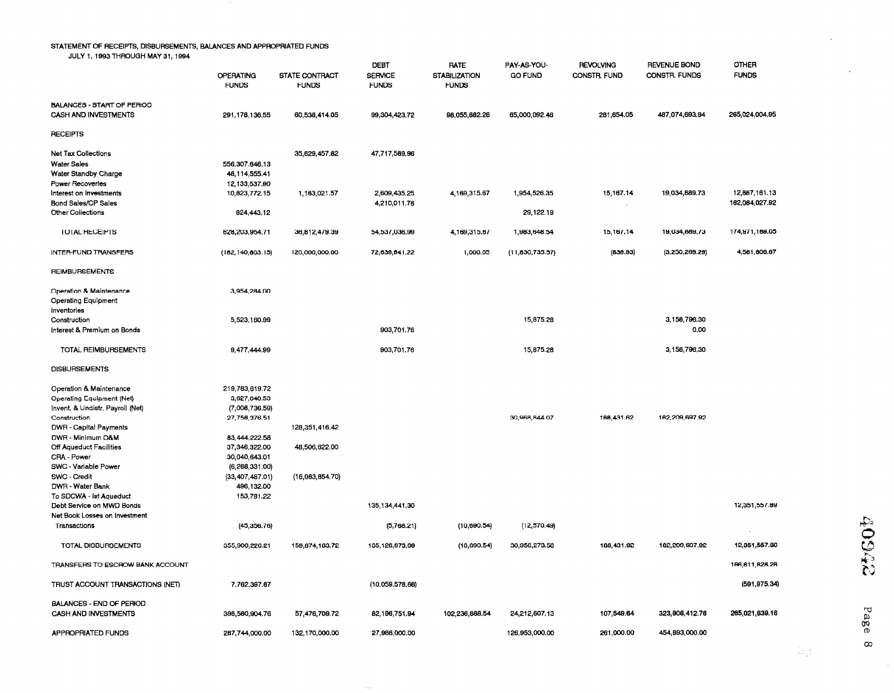STATEMENT OF RECEIPTS, DISBURSEMENTS, BALANCES AND APPROPRIATED FUNDS
JULY 1, 1993 THROUGH MAY 31, 1994

| | OPERATING FUNDS | STATE CONTRACT FUNDS | DEBT SERVICE FUNDS | RATE STABILIZATION FUNDS | PAY-AS-YOU-GO FUND | REVOLVING CONSTR. FUND | REVENUE BOND CONSTR. FUNDS | OTHER FUNDS |
|---|---|---|---|---|---|---|---|---|
| BALANCES - START OF PERIOD | | | | | | | | |
| CASH AND INVESTMENTS | 291,178,136.55 | 60,538,414.05 | 99,304,423.72 | 98,055,882.28 | 65,000,092.46 | 281,654.05 | 487,074,693.94 | 265,024,004.95 |
| RECEIPTS | | | | | | | | |
| Net Tax Collections | | 35,629,457.82 | 47,717,589.96 | | | | | |
| Water Sales | 556,307,646.13 | | | | | | | |
| Water Standby Charge | 48,114,555.41 | | | | | | | |
| Power Recoveries | 12,133,537.90 | | | | | | | |
| Interest on Investments | 10,823,772.15 | 1,183,021.57 | 2,609,435.25 | 4,169,315.67 | 1,954,526.35 | 15,167.14 | 19,034,889.73 | 12,887,161.13 |
| Bond Sales/CP Sales | | | 4,210,011.78 | | | | | 162,084,027.92 |
| Other Collections | 824,443.12 | | | | 29,122.19 | | | |
| TOTAL RECEIPTS | 628,203,954.71 | 36,812,479.39 | 54,537,036.99 | 4,169,315.67 | 1,983,648.54 | 15,167.14 | 19,034,889.73 | 174,971,189.05 |
| INTER-FUND TRANSFERS | (182,140,603.15) | 120,000,000.00 | 72,639,841.22 | 1,000.05 | (11,830,735.57) | (838.93) | (3,250,268.28) | 4,581,606.67 |
| REIMBURSEMENTS | | | | | | | | |
| Operation & Maintenance | 3,954,284.00 | | | | | | | |
| Operating Equipment | | | | | | | | |
| Inventories | | | | | | | | |
| Construction | 5,523,160.99 | | | | 15,875.28 | | 3,158,796.30 | |
| Interest & Premium on Bonds | | | 903,701.76 | | | | 0.00 | |
| TOTAL REIMBURSEMENTS | 9,477,444.99 | | 903,701.76 | | 15,875.28 | | 3,158,796.30 | |
| DISBURSEMENTS | | | | | | | | |
| Operation & Maintenance | 219,783,619.72 | | | | | | | |
| Operating Equipment (Net) | 3,627,040.50 | | | | | | | |
| Invent. & Undistr. Payroll (Net) | (7,008,736.59) | | | | | | | |
| Construction | 27,758,376.51 | | | | 30,968,844.07 | 188,431.62 | 182,209,697.92 | |
| DWR - Capital Payments | | 128,351,416.42 | | | | | | |
| DWR - Minimum O&M | 83,444,222.58 | | | | | | | |
| Off Aqueduct Facilities | 37,346,322.00 | 48,506,622.00 | | | | | | |
| CRA - Power | 30,040,643.01 | | | | | | | |
| SWC - Variable Power | (6,288,331.00) | | | | | | | |
| SWC - Credit | (33,407,487.01) | (16,983,854.70) | | | | | | |
| DWR - Water Bank | 496,132.00 | | | | | | | |
| To SDCWA - Ist Aqueduct | 153,781.22 | | | | | | | |
| Debt Service on MWD Bonds | | | 135,134,441.30 | | | | | 12,351,557.89 |
| Net Book Losses on Investment Transactions | (45,356.76) | | (5,768.21) | (10,690.54) | (12,570.49) | | | |
| TOTAL DISBURSEMENTS | 355,900,226.21 | 159,874,183.72 | 105,128,673.09 | (10,690.54) | 30,956,273.58 | 188,431.62 | 182,209,697.92 | 12,351,557.89 |
| TRANSFERS TO ESCROW BANK ACCOUNT | | | | | | | | 166,611,828.28 |
| TRUST ACCOUNT TRANSACTIONS (NET) | 7,762,397.87 | | (10,059,578.66) | | | | | (591,975.34) |
| BALANCES - END OF PERIOD | | | | | | | | |
| CASH AND INVESTMENTS | 398,580,904.76 | 57,476,709.72 | 82,196,751.94 | 102,236,888.54 | 24,212,607.13 | 107,549.64 | 323,808,412.76 | 265,021,639.16 |
| APPROPRIATED FUNDS | 287,744,000.00 | 132,170,000.00 | 27,988,000.00 | | 126,953,000.00 | 261,000.00 | 454,893,000.00 | |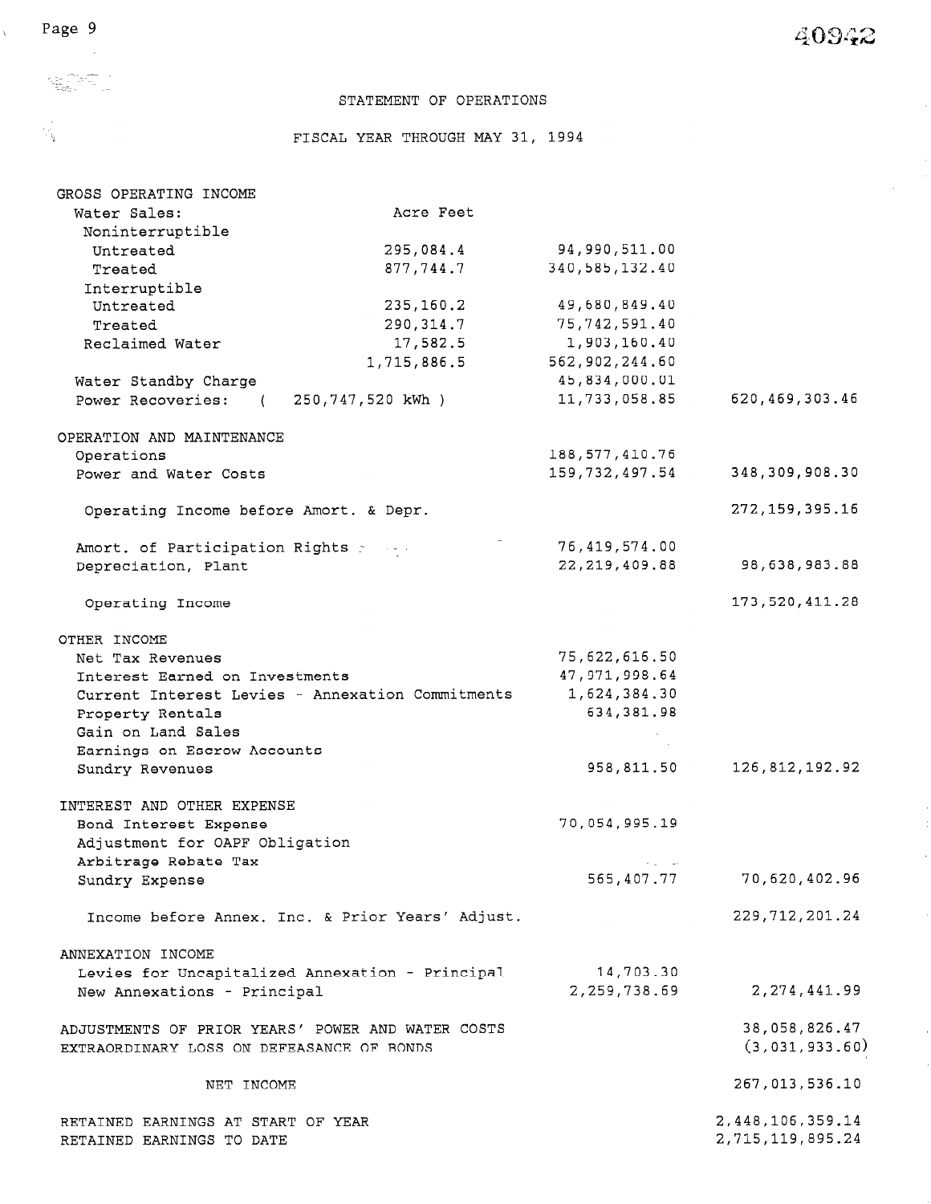## STATEMENT OF OPERATIONS

### FISCAL YEAR THROUGH MAY 31, 1994

| | | | |
|---|---|---|---|
| **GROSS OPERATING INCOME** | | | |
| Water Sales: | Acre Feet | | |
| Noninterruptible | | | |
| Untreated | 295,084.4 | 94,990,511.00 | |
| Treated | 877,744.7 | 340,585,132.40 | |
| Interruptible | | | |
| Untreated | 235,160.2 | 49,680,849.40 | |
| Treated | 290,314.7 | 75,742,591.40 | |
| Reclaimed Water | 17,582.5 | 1,903,160.40 | |
| | 1,715,886.5 | 562,902,244.60 | |
| Water Standby Charge | | 45,834,000.01 | |
| Power Recoveries: ( 250,747,520 kWh ) | | 11,733,058.85 | 620,469,303.46 |
| **OPERATION AND MAINTENANCE** | | | |
| Operations | | 188,577,410.76 | |
| Power and Water Costs | | 159,732,497.54 | 348,309,908.30 |
| Operating Income before Amort. & Depr. | | | 272,159,395.16 |
| Amort. of Participation Rights | | 76,419,574.00 | |
| Depreciation, Plant | | 22,219,409.88 | 98,638,983.88 |
| Operating Income | | | 173,520,411.28 |
| **OTHER INCOME** | | | |
| Net Tax Revenues | | 75,622,616.50 | |
| Interest Earned on Investments | | 47,971,998.64 | |
| Current Interest Levies - Annexation Commitments | | 1,624,384.30 | |
| Property Rentals | | 634,381.98 | |
| Gain on Land Sales | | | |
| Earnings on Escrow Accounts | | | |
| Sundry Revenues | | 958,811.50 | 126,812,192.92 |
| **INTEREST AND OTHER EXPENSE** | | | |
| Bond Interest Expense | | 70,054,995.19 | |
| Adjustment for OAPF Obligation | | | |
| Arbitrage Rebate Tax | | | |
| Sundry Expense | | 565,407.77 | 70,620,402.96 |
| Income before Annex. Inc. & Prior Years' Adjust. | | | 229,712,201.24 |
| **ANNEXATION INCOME** | | | |
| Levies for Uncapitalized Annexation - Principal | | 14,703.30 | |
| New Annexations - Principal | | 2,259,738.69 | 2,274,441.99 |
| ADJUSTMENTS OF PRIOR YEARS' POWER AND WATER COSTS | | | 38,058,826.47 |
| EXTRAORDINARY LOSS ON DEFEASANCE OF BONDS | | | (3,031,933.60) |
| NET INCOME | | | 267,013,536.10 |
| RETAINED EARNINGS AT START OF YEAR | | | 2,448,106,359.14 |
| RETAINED EARNINGS TO DATE | | | 2,715,119,895.24 |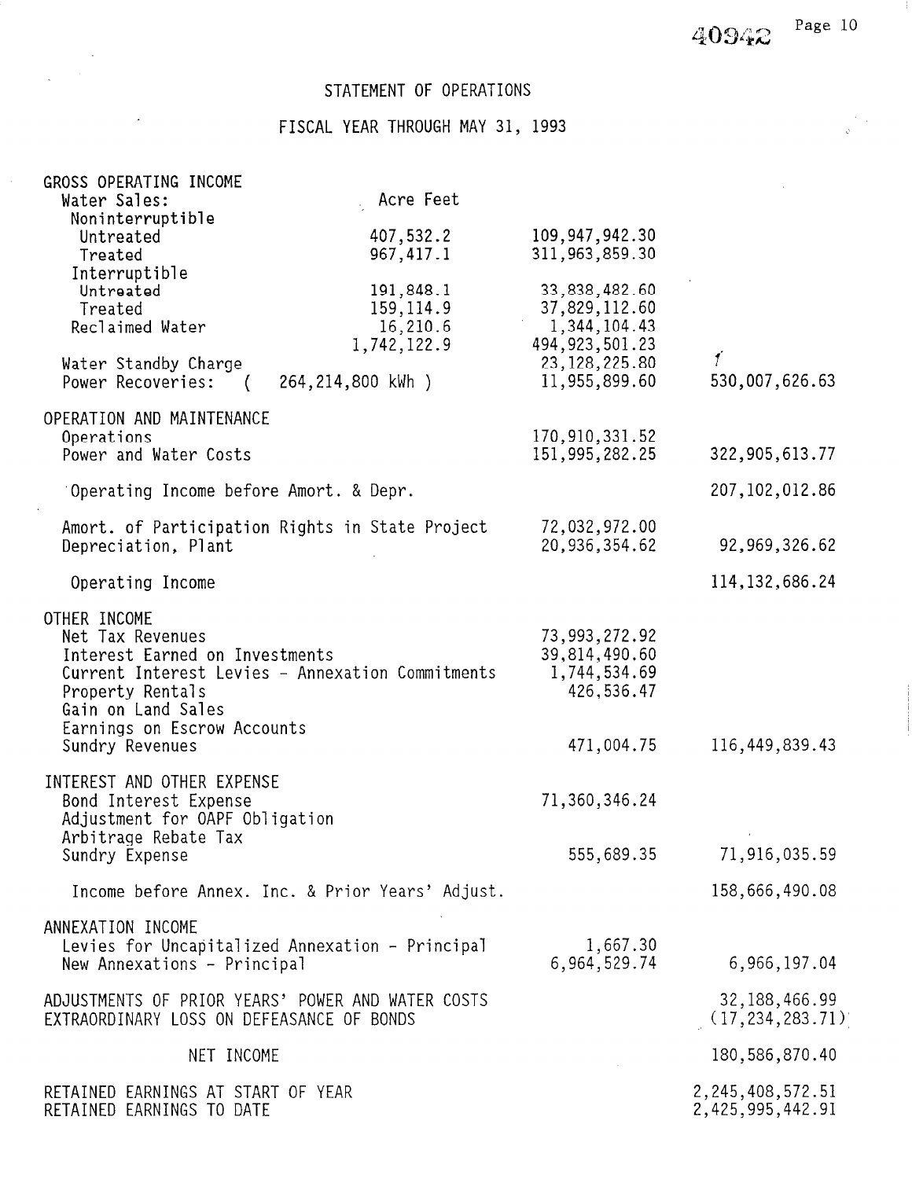# STATEMENT OF OPERATIONS

## FISCAL YEAR THROUGH MAY 31, 1993

| | Acre Feet | | |
|---|---|---|---|
| **GROSS OPERATING INCOME** | | | |
| Water Sales: | | | |
| Noninterruptible | | | |
| Untreated | 407,532.2 | 109,947,942.30 | |
| Treated | 967,417.1 | 311,963,859.30 | |
| Interruptible | | | |
| Untreated | 191,848.1 | 33,838,482.60 | |
| Treated | 159,114.9 | 37,829,112.60 | |
| Reclaimed Water | 16,210.6 | 1,344,104.43 | |
| | 1,742,122.9 | 494,923,501.23 | |
| Water Standby Charge | | 23,128,225.80 | |
| Power Recoveries: ( 264,214,800 kWh ) | | 11,955,899.60 | 530,007,626.63 |
| **OPERATION AND MAINTENANCE** | | | |
| Operations | | 170,910,331.52 | |
| Power and Water Costs | | 151,995,282.25 | 322,905,613.77 |
| Operating Income before Amort. & Depr. | | | 207,102,012.86 |
| Amort. of Participation Rights in State Project | | 72,032,972.00 | |
| Depreciation, Plant | | 20,936,354.62 | 92,969,326.62 |
| Operating Income | | | 114,132,686.24 |
| **OTHER INCOME** | | | |
| Net Tax Revenues | | 73,993,272.92 | |
| Interest Earned on Investments | | 39,814,490.60 | |
| Current Interest Levies - Annexation Commitments | | 1,744,534.69 | |
| Property Rentals | | 426,536.47 | |
| Gain on Land Sales | | | |
| Earnings on Escrow Accounts | | | |
| Sundry Revenues | | 471,004.75 | 116,449,839.43 |
| **INTEREST AND OTHER EXPENSE** | | | |
| Bond Interest Expense | | 71,360,346.24 | |
| Adjustment for OAPF Obligation | | | |
| Arbitrage Rebate Tax | | | |
| Sundry Expense | | 555,689.35 | 71,916,035.59 |
| Income before Annex. Inc. & Prior Years' Adjust. | | | 158,666,490.08 |
| **ANNEXATION INCOME** | | | |
| Levies for Uncapitalized Annexation - Principal | | 1,667.30 | |
| New Annexations - Principal | | 6,964,529.74 | 6,966,197.04 |
| ADJUSTMENTS OF PRIOR YEARS' POWER AND WATER COSTS | | | 32,188,466.99 |
| EXTRAORDINARY LOSS ON DEFEASANCE OF BONDS | | | (17,234,283.71) |
| NET INCOME | | | 180,586,870.40 |
| RETAINED EARNINGS AT START OF YEAR | | | 2,245,408,572.51 |
| RETAINED EARNINGS TO DATE | | | 2,425,995,442.91 |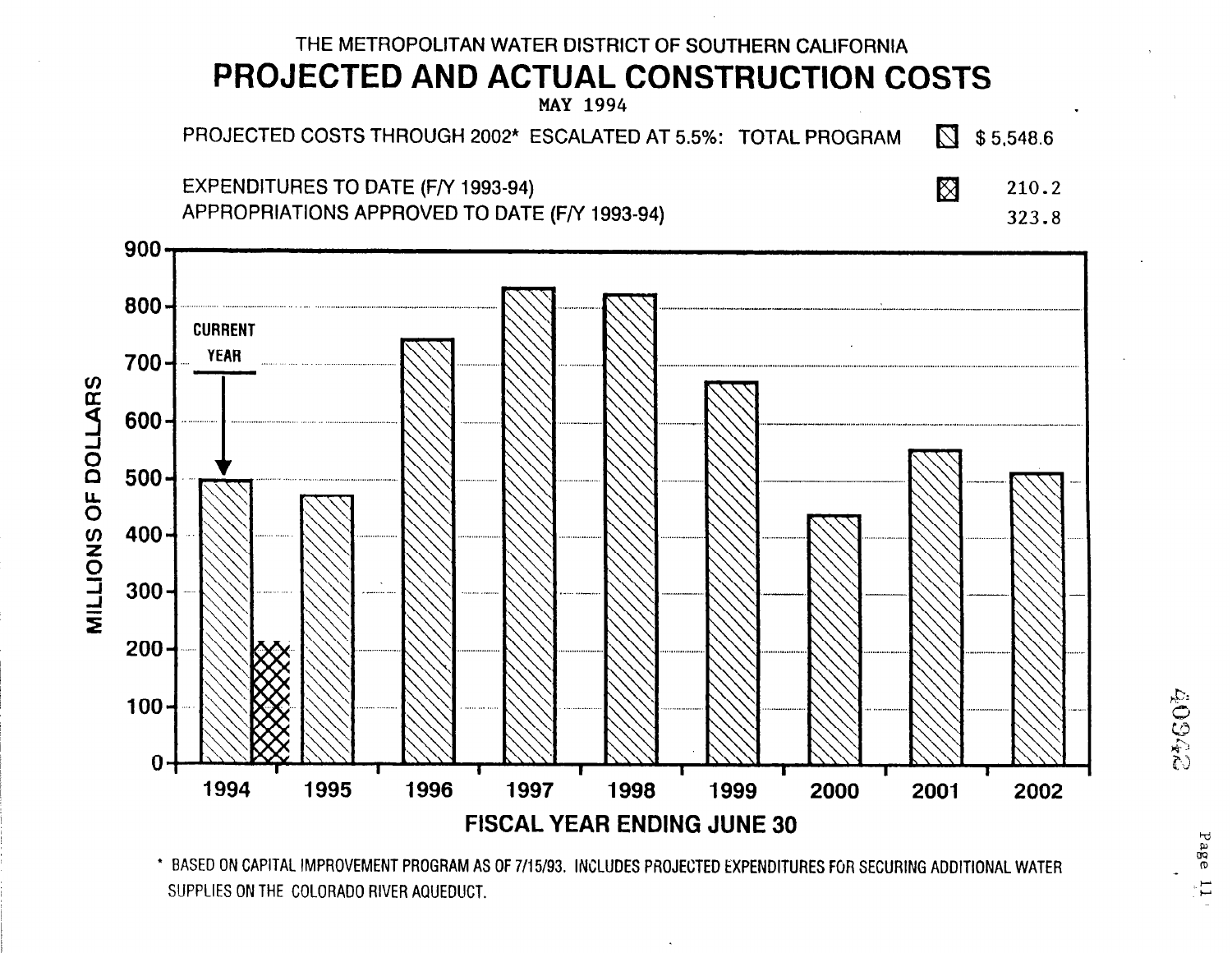THE METROPOLITAN WATER DISTRICT OF SOUTHERN CALIFORNIA

# PROJECTED AND ACTUAL CONSTRUCTION COSTS

MAY 1994

| | | |
|---|---|---|
| PROJECTED COSTS THROUGH 2002* ESCALATED AT 5.5%: TOTAL PROGRAM | ▨ | $ 5,548.6 |
| EXPENDITURES TO DATE (F/Y 1993-94) | ⊠ | 210.2 |
| APPROPRIATIONS APPROVED TO DATE (F/Y 1993-94) | | 323.8 |

MILLIONS OF DOLLARS

CURRENT YEAR

FISCAL YEAR ENDING JUNE 30

| Fiscal Year | Projected Costs (approx., millions of dollars) | Actual Expenditures (millions of dollars) |
|---|---|---|
| 1994 | 500 | 210.2 |
| 1995 | 470 | |
| 1996 | 745 | |
| 1997 | 835 | |
| 1998 | 820 | |
| 1999 | 670 | |
| 2000 | 435 | |
| 2001 | 550 | |
| 2002 | 510 | |

\* BASED ON CAPITAL IMPROVEMENT PROGRAM AS OF 7/15/93. INCLUDES PROJECTED EXPENDITURES FOR SECURING ADDITIONAL WATER SUPPLIES ON THE COLORADO RIVER AQUEDUCT.

40942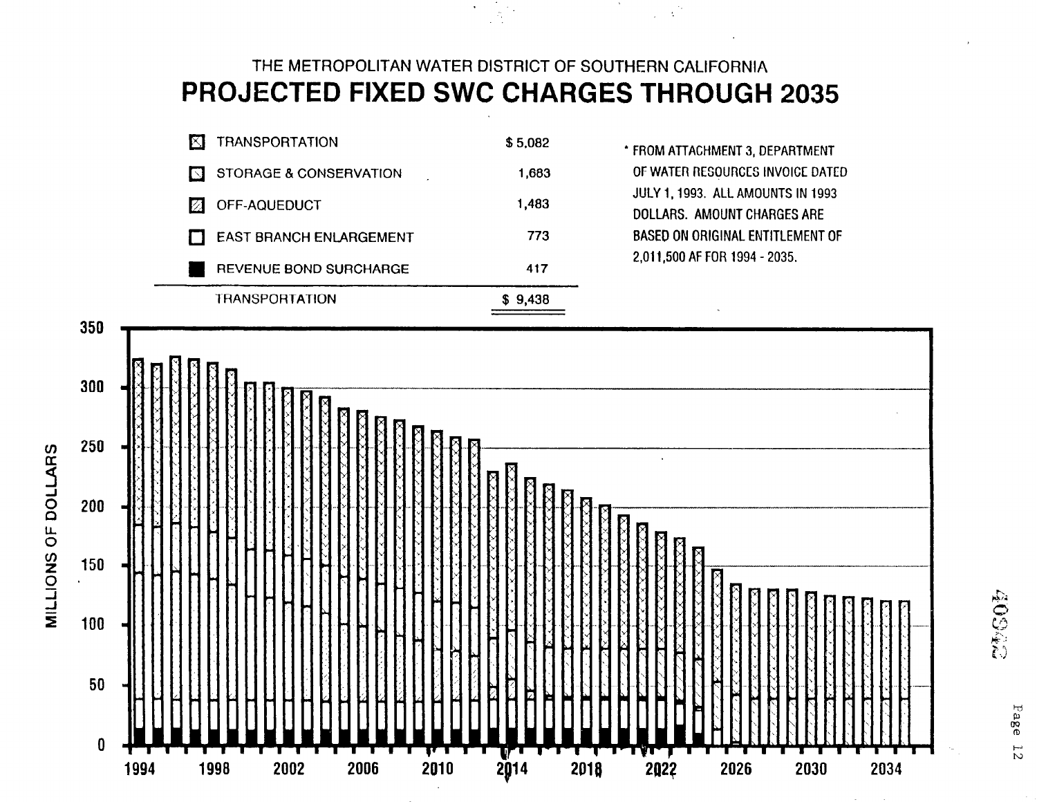THE METROPOLITAN WATER DISTRICT OF SOUTHERN CALIFORNIA

# PROJECTED FIXED SWC CHARGES THROUGH 2035

| | |
|---|---|
| TRANSPORTATION | $ 5,082 |
| STORAGE & CONSERVATION | 1,683 |
| OFF-AQUEDUCT | 1,483 |
| EAST BRANCH ENLARGEMENT | 773 |
| REVENUE BOND SURCHARGE | 417 |
| TRANSPORTATION | $ 9,438 |

* FROM ATTACHMENT 3, DEPARTMENT OF WATER RESOURCES INVOICE DATED JULY 1, 1993. ALL AMOUNTS IN 1993 DOLLARS. AMOUNT CHARGES ARE BASED ON ORIGINAL ENTITLEMENT OF 2,011,500 AF FOR 1994 - 2035.

MILLIONS OF DOLLARS

0, 50, 100, 150, 200, 250, 300, 350

1994, 1998, 2002, 2006, 2010, 2014, 2018, 2022, 2026, 2030, 2034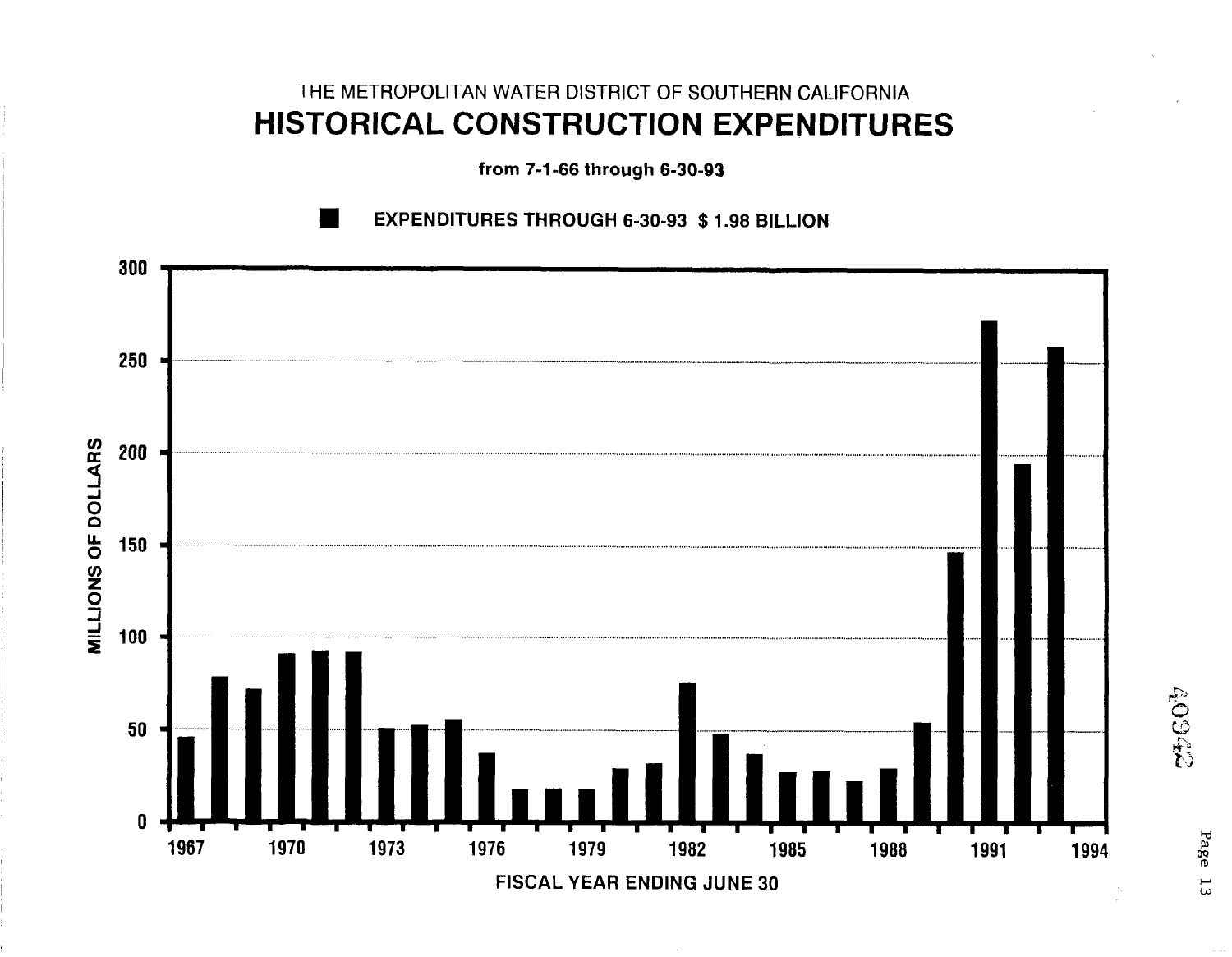THE METROPOLITAN WATER DISTRICT OF SOUTHERN CALIFORNIA

# HISTORICAL CONSTRUCTION EXPENDITURES

**from 7-1-66 through 6-30-93**

■ **EXPENDITURES THROUGH 6-30-93 $ 1.98 BILLION**

MILLIONS OF DOLLARS

300

250

200

150

100

50

0

1967 1970 1973 1976 1979 1982 1985 1988 1991 1994

**FISCAL YEAR ENDING JUNE 30**

40942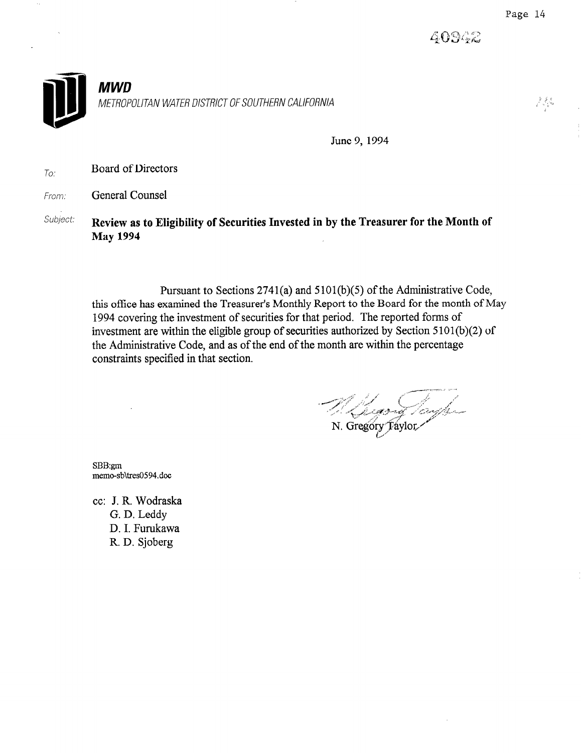40942

**MWD**

*METROPOLITAN WATER DISTRICT OF SOUTHERN CALIFORNIA*

June 9, 1994

*To:* Board of Directors

*From:* General Counsel

*Subject:* **Review as to Eligibility of Securities Invested in by the Treasurer for the Month of May 1994**

Pursuant to Sections 2741(a) and 5101(b)(5) of the Administrative Code, this office has examined the Treasurer's Monthly Report to the Board for the month of May 1994 covering the investment of securities for that period. The reported forms of investment are within the eligible group of securities authorized by Section 5101(b)(2) of the Administrative Code, and as of the end of the month are within the percentage constraints specified in that section.

N. Gregory Taylor

SBB:gm
memo-sb\tres0594.doc

cc: J. R. Wodraska
G. D. Leddy
D. I. Furukawa
R. D. Sjoberg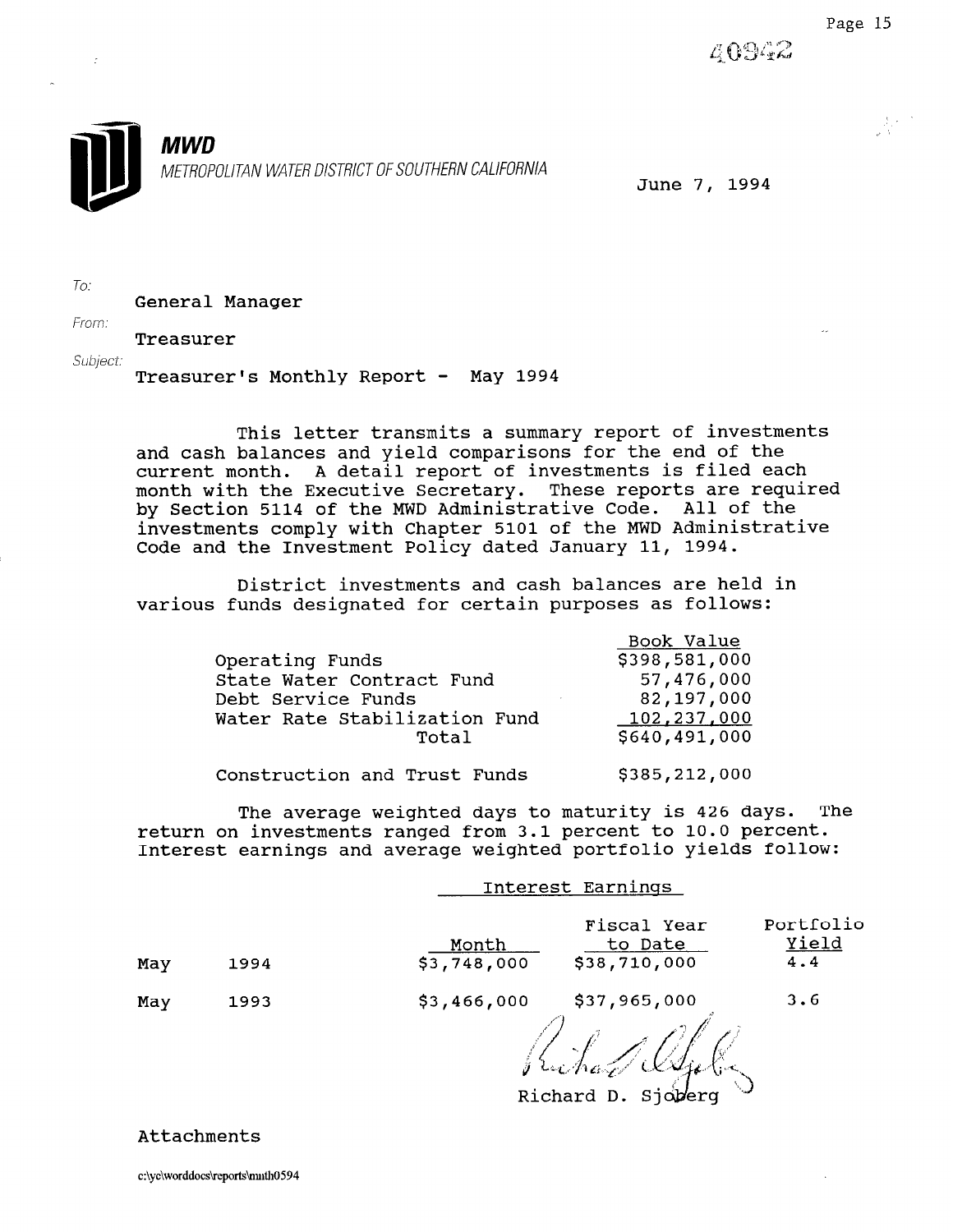40942

**MWD**

*METROPOLITAN WATER DISTRICT OF SOUTHERN CALIFORNIA*

June 7, 1994

To: General Manager

From: Treasurer

Subject: Treasurer's Monthly Report - May 1994

This letter transmits a summary report of investments and cash balances and yield comparisons for the end of the current month. A detail report of investments is filed each month with the Executive Secretary. These reports are required by Section 5114 of the MWD Administrative Code. All of the investments comply with Chapter 5101 of the MWD Administrative Code and the Investment Policy dated January 11, 1994.

District investments and cash balances are held in various funds designated for certain purposes as follows:

| | Book Value |
|---|---|
| Operating Funds | $398,581,000 |
| State Water Contract Fund | 57,476,000 |
| Debt Service Funds | 82,197,000 |
| Water Rate Stabilization Fund | 102,237,000 |
| Total | $640,491,000 |
| | |
| Construction and Trust Funds | $385,212,000 |

The average weighted days to maturity is 426 days. The return on investments ranged from 3.1 percent to 10.0 percent. Interest earnings and average weighted portfolio yields follow:

| | | Interest Earnings | | |
|---|---|---|---|---|
| | | Month | Fiscal Year to Date | Portfolio Yield |
| May | 1994 | $3,748,000 | $38,710,000 | 4.4 |
| May | 1993 | $3,466,000 | $37,965,000 | 3.6 |

Richard D. Sjoberg

Attachments

c:\yc\worddocs\reports\mnth0594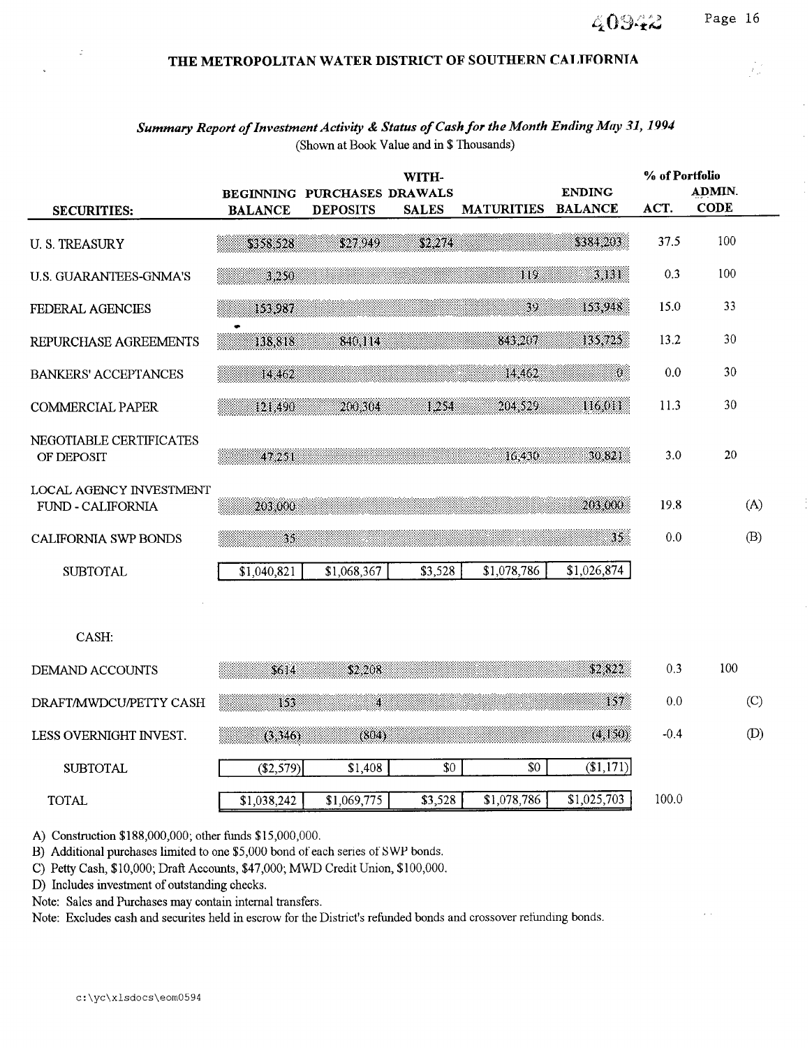## THE METROPOLITAN WATER DISTRICT OF SOUTHERN CALIFORNIA

### *Summary Report of Investment Activity & Status of Cash for the Month Ending May 31, 1994*

(Shown at Book Value and in $ Thousands)

| SECURITIES: | BEGINNING BALANCE | PURCHASES DEPOSITS | WITH-DRAWALS SALES | MATURITIES | ENDING BALANCE | % of Portfolio ACT. | ADMIN. CODE | |
|---|---|---|---|---|---|---|---|---|
| U. S. TREASURY | $358,528 | $27,949 | $2,274 | | $384,203 | 37.5 | 100 | |
| U.S. GUARANTEES-GNMA'S | 3,250 | | | 119 | 3,131 | 0.3 | 100 | |
| FEDERAL AGENCIES | 153,987 | | | 39 | 153,948 | 15.0 | 33 | |
| REPURCHASE AGREEMENTS | 138,818 | 840,114 | | 843,207 | 135,725 | 13.2 | 30 | |
| BANKERS' ACCEPTANCES | 14,462 | | | 14,462 | 0 | 0.0 | 30 | |
| COMMERCIAL PAPER | 121,490 | 200,304 | 1,254 | 204,529 | 116,011 | 11.3 | 30 | |
| NEGOTIABLE CERTIFICATES OF DEPOSIT | 47,251 | | | 16,430 | 30,821 | 3.0 | 20 | |
| LOCAL AGENCY INVESTMENT FUND - CALIFORNIA | 203,000 | | | | 203,000 | 19.8 | | (A) |
| CALIFORNIA SWP BONDS | 35 | | | | 35 | 0.0 | | (B) |
| SUBTOTAL | $1,040,821 | $1,068,367 | $3,528 | $1,078,786 | $1,026,874 | | | |
| CASH: | | | | | | | | |
| DEMAND ACCOUNTS | $614 | $2,208 | | | $2,822 | 0.3 | 100 | |
| DRAFT/MWDCU/PETTY CASH | 153 | 4 | | | 157 | 0.0 | | (C) |
| LESS OVERNIGHT INVEST. | (3,346) | (804) | | | (4,150) | -0.4 | | (D) |
| SUBTOTAL | ($2,579) | $1,408 | $0 | $0 | ($1,171) | | | |
| TOTAL | $1,038,242 | $1,069,775 | $3,528 | $1,078,786 | $1,025,703 | 100.0 | | |

A) Construction $188,000,000; other funds $15,000,000.

B) Additional purchases limited to one $5,000 bond of each series of SWP bonds.

C) Petty Cash, $10,000; Draft Accounts, $47,000; MWD Credit Union, $100,000.

D) Includes investment of outstanding checks.

Note: Sales and Purchases may contain internal transfers.

Note: Excludes cash and securites held in escrow for the District's refunded bonds and crossover refunding bonds.

c:\yc\xlsdocs\eom0594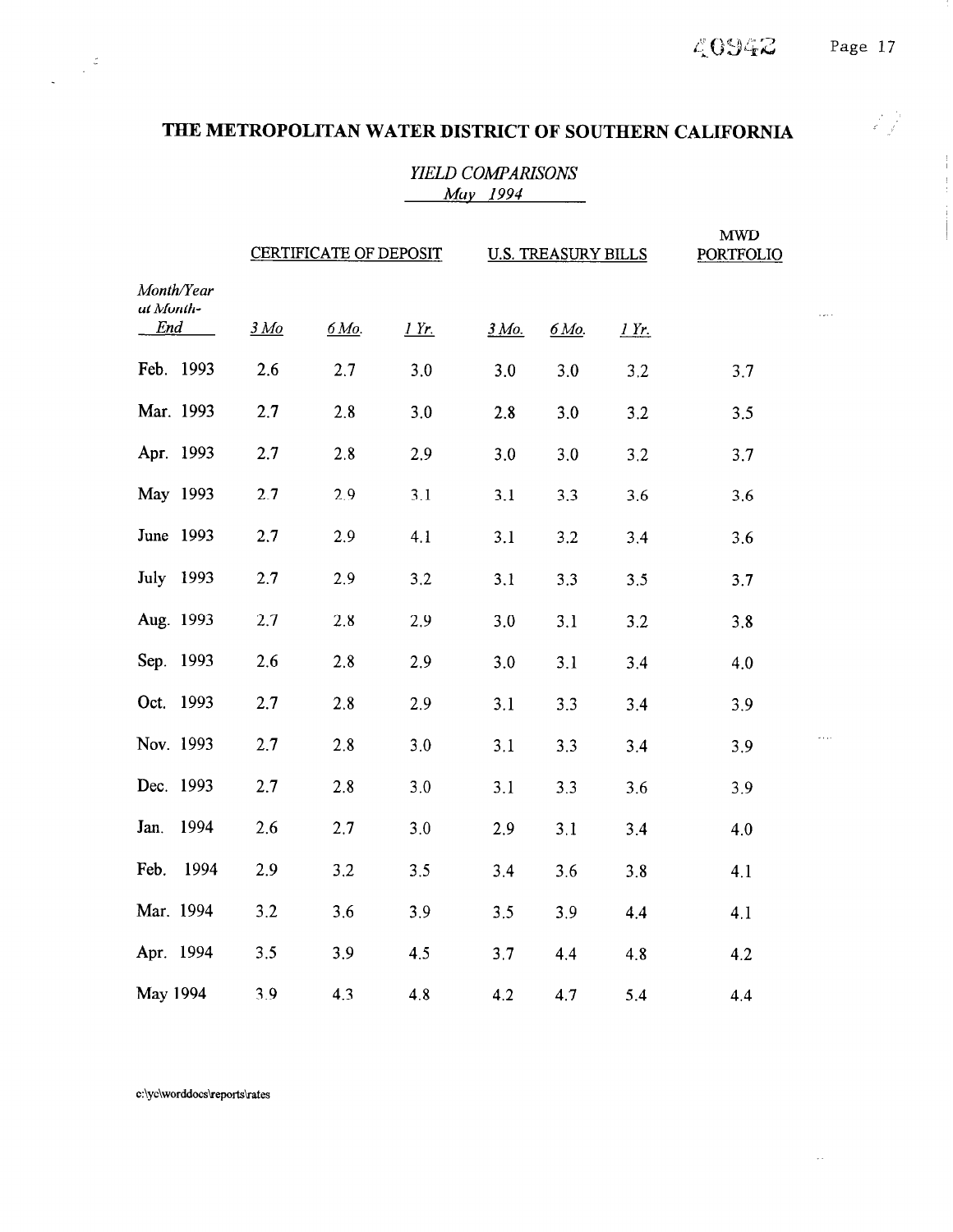# THE METROPOLITAN WATER DISTRICT OF SOUTHERN CALIFORNIA

*YIELD COMPARISONS*
*May 1994*

| | CERTIFICATE OF DEPOSIT | | | U.S. TREASURY BILLS | | | MWD PORTFOLIO |
|---|---|---|---|---|---|---|---|
| *Month/Year at Month-End* | *3 Mo* | *6 Mo.* | *1 Yr.* | *3 Mo.* | *6 Mo.* | *1 Yr.* | |
| Feb. 1993 | 2.6 | 2.7 | 3.0 | 3.0 | 3.0 | 3.2 | 3.7 |
| Mar. 1993 | 2.7 | 2.8 | 3.0 | 2.8 | 3.0 | 3.2 | 3.5 |
| Apr. 1993 | 2.7 | 2.8 | 2.9 | 3.0 | 3.0 | 3.2 | 3.7 |
| May 1993 | 2.7 | 2.9 | 3.1 | 3.1 | 3.3 | 3.6 | 3.6 |
| June 1993 | 2.7 | 2.9 | 4.1 | 3.1 | 3.2 | 3.4 | 3.6 |
| July 1993 | 2.7 | 2.9 | 3.2 | 3.1 | 3.3 | 3.5 | 3.7 |
| Aug. 1993 | 2.7 | 2.8 | 2.9 | 3.0 | 3.1 | 3.2 | 3.8 |
| Sep. 1993 | 2.6 | 2.8 | 2.9 | 3.0 | 3.1 | 3.4 | 4.0 |
| Oct. 1993 | 2.7 | 2.8 | 2.9 | 3.1 | 3.3 | 3.4 | 3.9 |
| Nov. 1993 | 2.7 | 2.8 | 3.0 | 3.1 | 3.3 | 3.4 | 3.9 |
| Dec. 1993 | 2.7 | 2.8 | 3.0 | 3.1 | 3.3 | 3.6 | 3.9 |
| Jan. 1994 | 2.6 | 2.7 | 3.0 | 2.9 | 3.1 | 3.4 | 4.0 |
| Feb. 1994 | 2.9 | 3.2 | 3.5 | 3.4 | 3.6 | 3.8 | 4.1 |
| Mar. 1994 | 3.2 | 3.6 | 3.9 | 3.5 | 3.9 | 4.4 | 4.1 |
| Apr. 1994 | 3.5 | 3.9 | 4.5 | 3.7 | 4.4 | 4.8 | 4.2 |
| May 1994 | 3.9 | 4.3 | 4.8 | 4.2 | 4.7 | 5.4 | 4.4 |

c:\yc\worddocs\reports\rates